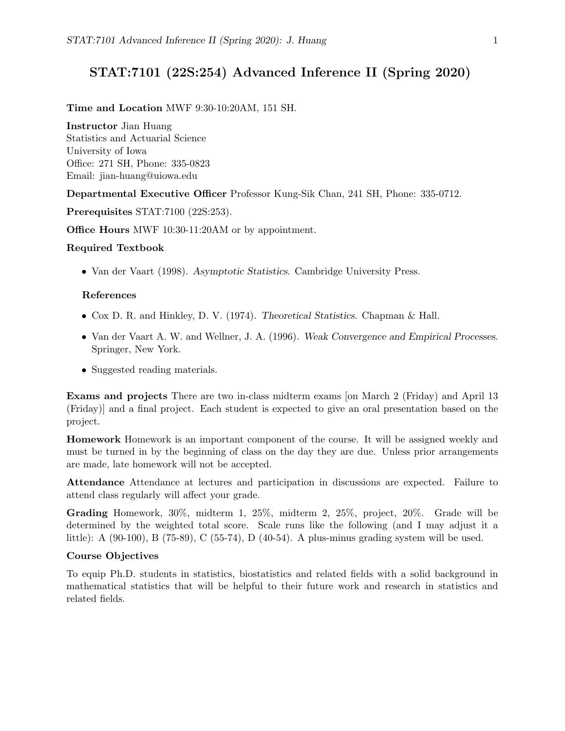# STAT:7101 (22S:254) Advanced Inference II (Spring 2020)

**Time and Location** MWF 9:30-10:20AM, 151 SH.

**Instructor** Jian Huang
Statistics and Actuarial Science
University of Iowa
Office: 271 SH, Phone: 335-0823
Email: jian-huang@uiowa.edu

**Departmental Executive Officer** Professor Kung-Sik Chan, 241 SH, Phone: 335-0712.

**Prerequisites** STAT:7100 (22S:253).

**Office Hours** MWF 10:30-11:20AM or by appointment.

**Required Textbook**

- Van der Vaart (1998). *Asymptotic Statistics*. Cambridge University Press.

**References**

- Cox D. R. and Hinkley, D. V. (1974). *Theoretical Statistics*. Chapman & Hall.
- Van der Vaart A. W. and Wellner, J. A. (1996). *Weak Convergence and Empirical Processes*. Springer, New York.
- Suggested reading materials.

**Exams and projects** There are two in-class midterm exams [on March 2 (Friday) and April 13 (Friday)] and a final project. Each student is expected to give an oral presentation based on the project.

**Homework** Homework is an important component of the course. It will be assigned weekly and must be turned in by the beginning of class on the day they are due. Unless prior arrangements are made, late homework will not be accepted.

**Attendance** Attendance at lectures and participation in discussions are expected. Failure to attend class regularly will affect your grade.

**Grading** Homework, 30%, midterm 1, 25%, midterm 2, 25%, project, 20%. Grade will be determined by the weighted total score. Scale runs like the following (and I may adjust it a little): A (90-100), B (75-89), C (55-74), D (40-54). A plus-minus grading system will be used.

**Course Objectives**

To equip Ph.D. students in statistics, biostatistics and related fields with a solid background in mathematical statistics that will be helpful to their future work and research in statistics and related fields.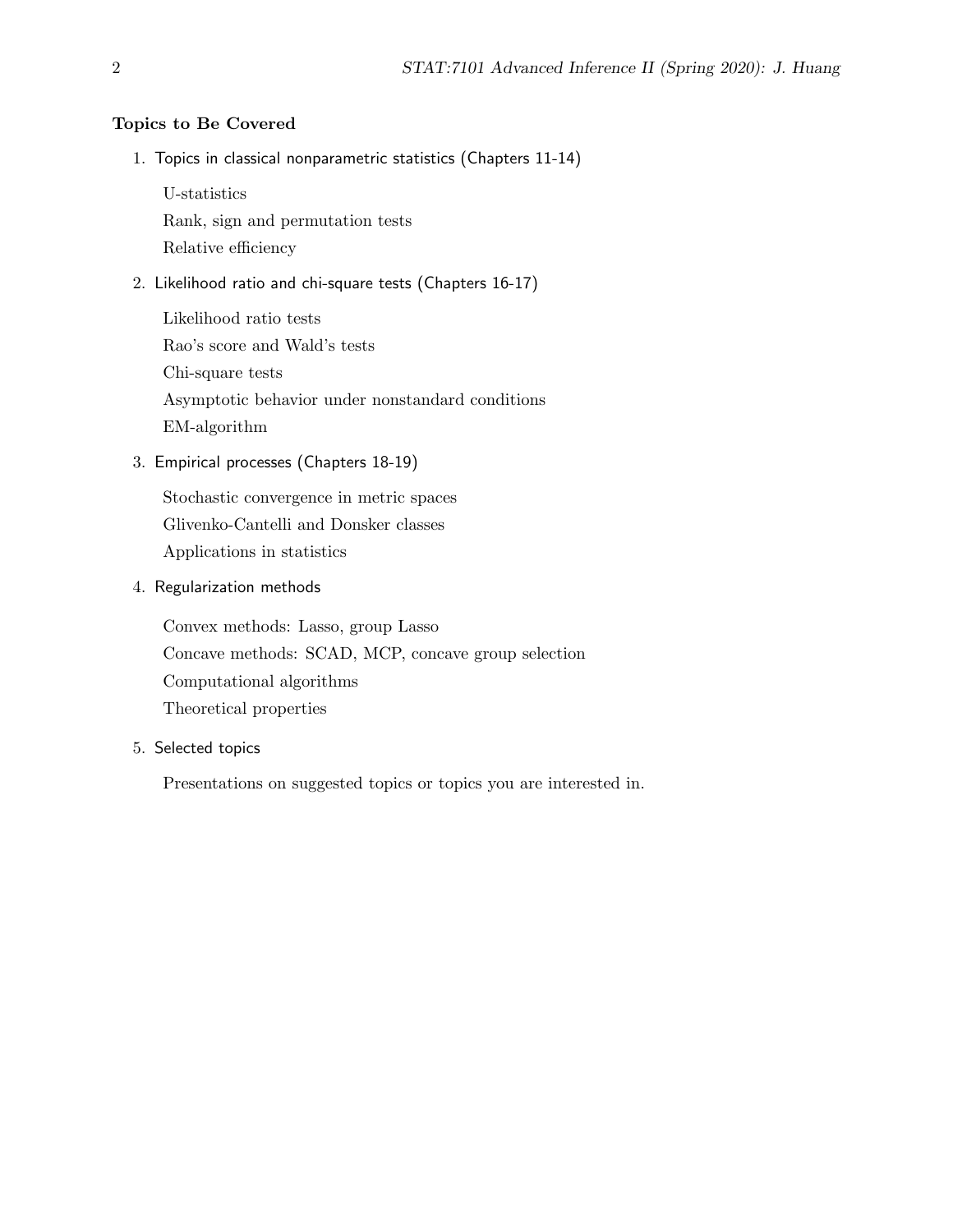**Topics to Be Covered**

1. Topics in classical nonparametric statistics (Chapters 11-14)

   U-statistics

   Rank, sign and permutation tests

   Relative efficiency

2. Likelihood ratio and chi-square tests (Chapters 16-17)

   Likelihood ratio tests

   Rao's score and Wald's tests

   Chi-square tests

   Asymptotic behavior under nonstandard conditions

   EM-algorithm

3. Empirical processes (Chapters 18-19)

   Stochastic convergence in metric spaces

   Glivenko-Cantelli and Donsker classes

   Applications in statistics

4. Regularization methods

   Convex methods: Lasso, group Lasso

   Concave methods: SCAD, MCP, concave group selection

   Computational algorithms

   Theoretical properties

5. Selected topics

   Presentations on suggested topics or topics you are interested in.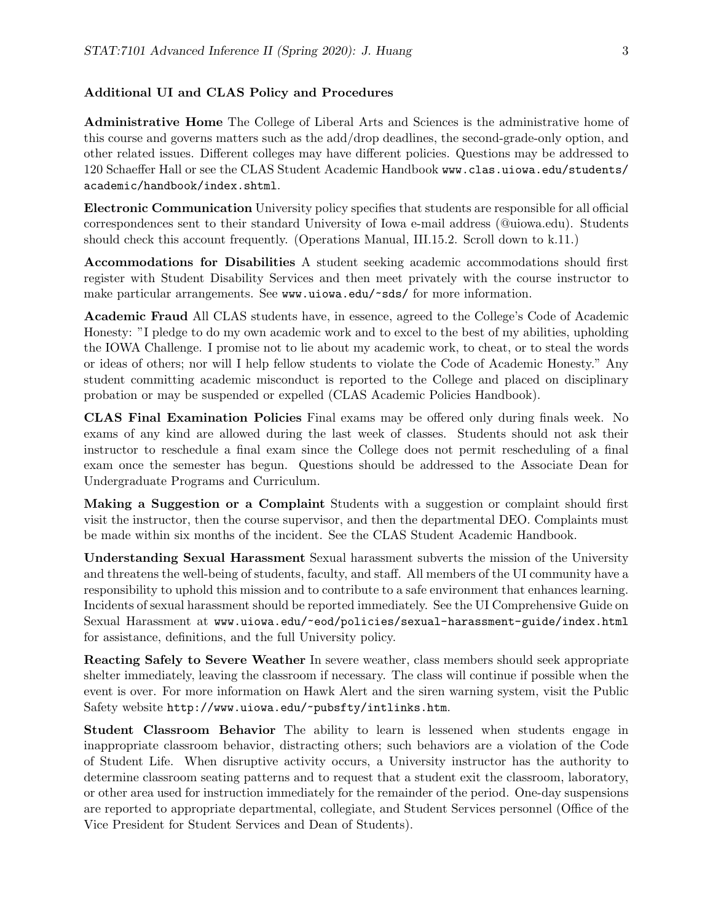### Additional UI and CLAS Policy and Procedures

**Administrative Home** The College of Liberal Arts and Sciences is the administrative home of this course and governs matters such as the add/drop deadlines, the second-grade-only option, and other related issues. Different colleges may have different policies. Questions may be addressed to 120 Schaeffer Hall or see the CLAS Student Academic Handbook `www.clas.uiowa.edu/students/academic/handbook/index.shtml`.

**Electronic Communication** University policy specifies that students are responsible for all official correspondences sent to their standard University of Iowa e-mail address (@uiowa.edu). Students should check this account frequently. (Operations Manual, III.15.2. Scroll down to k.11.)

**Accommodations for Disabilities** A student seeking academic accommodations should first register with Student Disability Services and then meet privately with the course instructor to make particular arrangements. See `www.uiowa.edu/~sds/` for more information.

**Academic Fraud** All CLAS students have, in essence, agreed to the College's Code of Academic Honesty: "I pledge to do my own academic work and to excel to the best of my abilities, upholding the IOWA Challenge. I promise not to lie about my academic work, to cheat, or to steal the words or ideas of others; nor will I help fellow students to violate the Code of Academic Honesty." Any student committing academic misconduct is reported to the College and placed on disciplinary probation or may be suspended or expelled (CLAS Academic Policies Handbook).

**CLAS Final Examination Policies** Final exams may be offered only during finals week. No exams of any kind are allowed during the last week of classes. Students should not ask their instructor to reschedule a final exam since the College does not permit rescheduling of a final exam once the semester has begun. Questions should be addressed to the Associate Dean for Undergraduate Programs and Curriculum.

**Making a Suggestion or a Complaint** Students with a suggestion or complaint should first visit the instructor, then the course supervisor, and then the departmental DEO. Complaints must be made within six months of the incident. See the CLAS Student Academic Handbook.

**Understanding Sexual Harassment** Sexual harassment subverts the mission of the University and threatens the well-being of students, faculty, and staff. All members of the UI community have a responsibility to uphold this mission and to contribute to a safe environment that enhances learning. Incidents of sexual harassment should be reported immediately. See the UI Comprehensive Guide on Sexual Harassment at `www.uiowa.edu/~eod/policies/sexual-harassment-guide/index.html` for assistance, definitions, and the full University policy.

**Reacting Safely to Severe Weather** In severe weather, class members should seek appropriate shelter immediately, leaving the classroom if necessary. The class will continue if possible when the event is over. For more information on Hawk Alert and the siren warning system, visit the Public Safety website `http://www.uiowa.edu/~pubsfty/intlinks.htm`.

**Student Classroom Behavior** The ability to learn is lessened when students engage in inappropriate classroom behavior, distracting others; such behaviors are a violation of the Code of Student Life. When disruptive activity occurs, a University instructor has the authority to determine classroom seating patterns and to request that a student exit the classroom, laboratory, or other area used for instruction immediately for the remainder of the period. One-day suspensions are reported to appropriate departmental, collegiate, and Student Services personnel (Office of the Vice President for Student Services and Dean of Students).